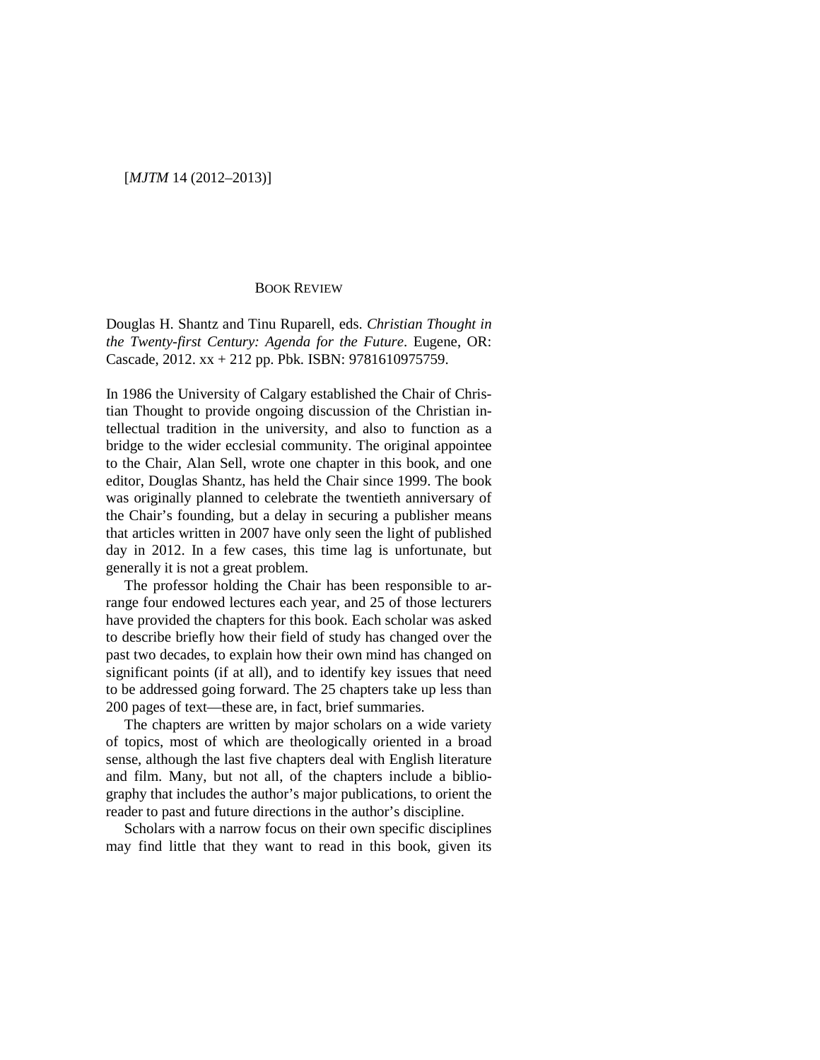BOOK REVIEW

Douglas H. Shantz and Tinu Ruparell, eds. *Christian Thought in the Twenty-first Century: Agenda for the Future*. Eugene, OR: Cascade, 2012. xx + 212 pp. Pbk. ISBN: 9781610975759.

In 1986 the University of Calgary established the Chair of Christian Thought to provide ongoing discussion of the Christian intellectual tradition in the university, and also to function as a bridge to the wider ecclesial community. The original appointee to the Chair, Alan Sell, wrote one chapter in this book, and one editor, Douglas Shantz, has held the Chair since 1999. The book was originally planned to celebrate the twentieth anniversary of the Chair's founding, but a delay in securing a publisher means that articles written in 2007 have only seen the light of published day in 2012. In a few cases, this time lag is unfortunate, but generally it is not a great problem.

The professor holding the Chair has been responsible to arrange four endowed lectures each year, and 25 of those lecturers have provided the chapters for this book. Each scholar was asked to describe briefly how their field of study has changed over the past two decades, to explain how their own mind has changed on significant points (if at all), and to identify key issues that need to be addressed going forward. The 25 chapters take up less than 200 pages of text—these are, in fact, brief summaries.

The chapters are written by major scholars on a wide variety of topics, most of which are theologically oriented in a broad sense, although the last five chapters deal with English literature and film. Many, but not all, of the chapters include a bibliography that includes the author's major publications, to orient the reader to past and future directions in the author's discipline.

Scholars with a narrow focus on their own specific disciplines may find little that they want to read in this book, given its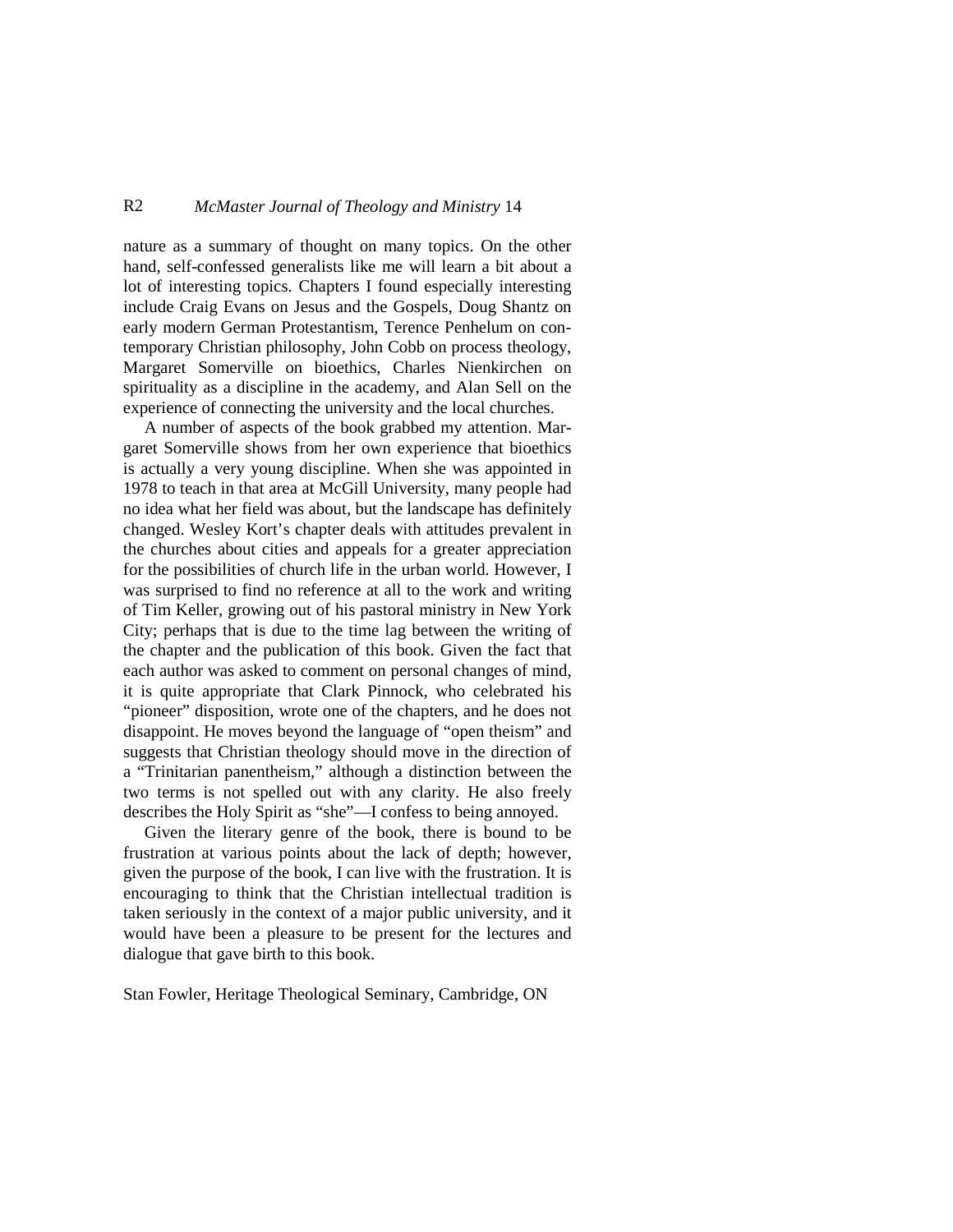nature as a summary of thought on many topics. On the other hand, self-confessed generalists like me will learn a bit about a lot of interesting topics. Chapters I found especially interesting include Craig Evans on Jesus and the Gospels, Doug Shantz on early modern German Protestantism, Terence Penhelum on contemporary Christian philosophy, John Cobb on process theology, Margaret Somerville on bioethics, Charles Nienkirchen on spirituality as a discipline in the academy, and Alan Sell on the experience of connecting the university and the local churches.

A number of aspects of the book grabbed my attention. Margaret Somerville shows from her own experience that bioethics is actually a very young discipline. When she was appointed in 1978 to teach in that area at McGill University, many people had no idea what her field was about, but the landscape has definitely changed. Wesley Kort's chapter deals with attitudes prevalent in the churches about cities and appeals for a greater appreciation for the possibilities of church life in the urban world. However, I was surprised to find no reference at all to the work and writing of Tim Keller, growing out of his pastoral ministry in New York City; perhaps that is due to the time lag between the writing of the chapter and the publication of this book. Given the fact that each author was asked to comment on personal changes of mind, it is quite appropriate that Clark Pinnock, who celebrated his "pioneer" disposition, wrote one of the chapters, and he does not disappoint. He moves beyond the language of "open theism" and suggests that Christian theology should move in the direction of a "Trinitarian panentheism," although a distinction between the two terms is not spelled out with any clarity. He also freely describes the Holy Spirit as "she"—I confess to being annoyed.

Given the literary genre of the book, there is bound to be frustration at various points about the lack of depth; however, given the purpose of the book, I can live with the frustration. It is encouraging to think that the Christian intellectual tradition is taken seriously in the context of a major public university, and it would have been a pleasure to be present for the lectures and dialogue that gave birth to this book.

Stan Fowler, Heritage Theological Seminary, Cambridge, ON